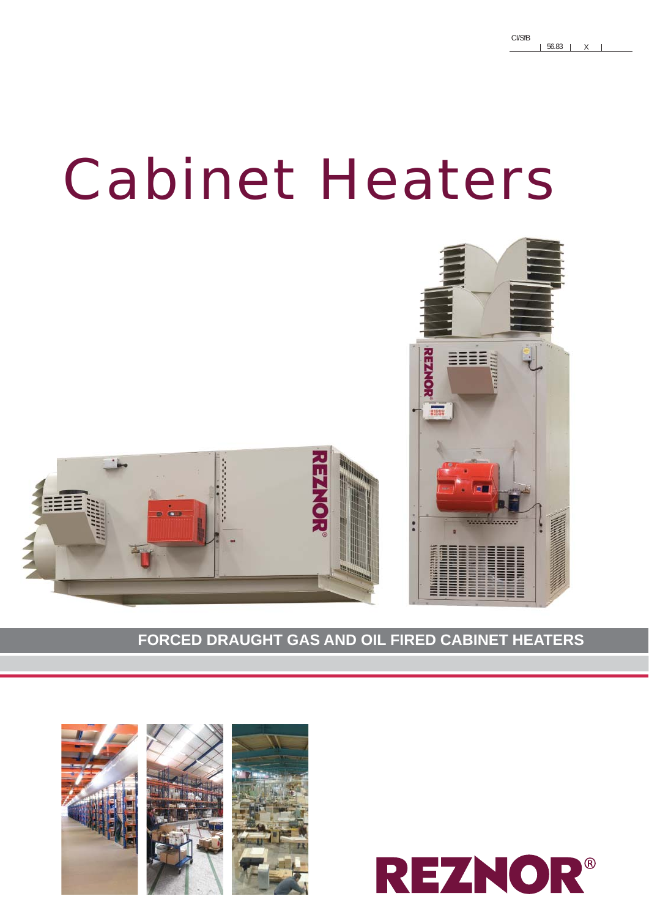CI/SfB | 56.83 | X |

# Cabinet Heaters

## FORCED DRAUGHT GAS AND OIL FIRED CABINET HEATERS

REZNOR®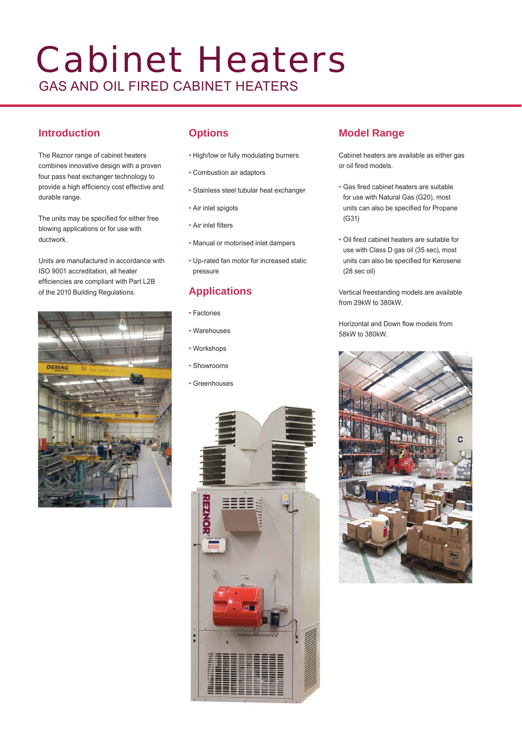# Cabinet Heaters

GAS AND OIL FIRED CABINET HEATERS

## Introduction

The Reznor range of cabinet heaters combines innovative design with a proven four pass heat exchanger technology to provide a high efficiency cost effective and durable range.

The units may be specified for either free blowing applications or for use with ductwork.

Units are manufactured in accordance with ISO 9001 accreditation, all heater efficiencies are compliant with Part L2B of the 2010 Building Regulations.

## Options

- High/low or fully modulating burners
- Combustion air adaptors
- Stainless steel tubular heat exchanger
- Air inlet spigots
- Air inlet filters
- Manual or motorised inlet dampers
- Up-rated fan motor for increased static pressure

## Applications

- Factories
- Warehouses
- Workshops
- Showrooms
- Greenhouses

## Model Range

Cabinet heaters are available as either gas or oil fired models.

- Gas fired cabinet heaters are suitable for use with Natural Gas (G20), most units can also be specified for Propane (G31)
- Oil fired cabinet heaters are suitable for use with Class D gas oil (35 sec), most units can also be specified for Kerosene (28 sec oil)

Vertical freestanding models are available from 29kW to 380kW.

Horizontal and Down flow models from 58kW to 380kW.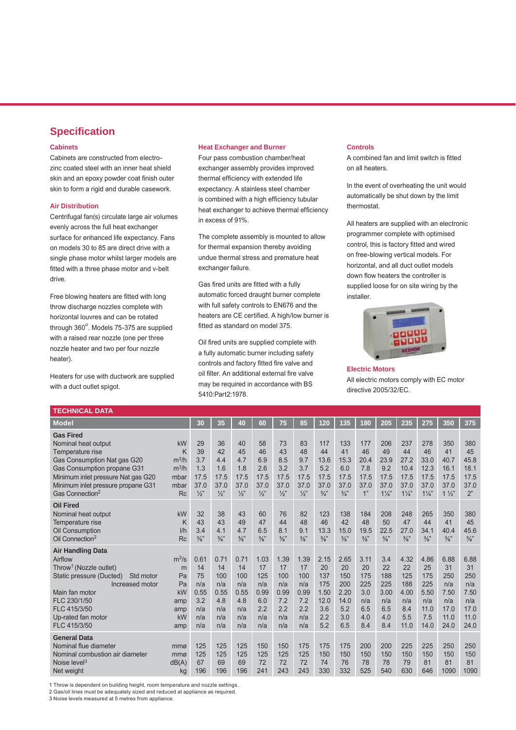## Specification

### Cabinets

Cabinets are constructed from electro-zinc coated steel with an inner heat shield skin and an epoxy powder coat finish outer skin to form a rigid and durable casework.

### Air Distribution

Centrifugal fan(s) circulate large air volumes evenly across the full heat exchanger surface for enhanced life expectancy. Fans on models 30 to 85 are direct drive with a single phase motor whilst larger models are fitted with a three phase motor and v-belt drive.

Free blowing heaters are fitted with long throw discharge nozzles complete with horizontal louvres and can be rotated through 360°. Models 75-375 are supplied with a raised rear nozzle (one per three nozzle heater and two per four nozzle heater).

Heaters for use with ductwork are supplied with a duct outlet spigot.

### Heat Exchanger and Burner

Four pass combustion chamber/heat exchanger assembly provides improved thermal efficiency with extended life expectancy. A stainless steel chamber is combined with a high efficiency tubular heat exchanger to achieve thermal efficiency in excess of 91%.

The complete assembly is mounted to allow for thermal expansion thereby avoiding undue thermal stress and premature heat exchanger failure.

Gas fired units are fitted with a fully automatic forced draught burner complete with full safety controls to EN676 and the heaters are CE certified. A high/low burner is fitted as standard on model 375.

Oil fired units are supplied complete with a fully automatic burner including safety controls and factory fitted fire valve and oil filter. An additional external fire valve may be required in accordance with BS 5410:Part2:1978.

### Controls

A combined fan and limit switch is fitted on all heaters.

In the event of overheating the unit would automatically be shut down by the limit thermostat.

All heaters are supplied with an electronic programmer complete with optimised control, this is factory fitted and wired on free-blowing vertical models. For horizontal, and all duct outlet models down flow heaters the controller is supplied loose for on site wiring by the installer.

### Electric Motors

All electric motors comply with EC motor directive 2005/32/EC.

### TECHNICAL DATA

| Model | | 30 | 35 | 40 | 60 | 75 | 85 | 120 | 135 | 180 | 205 | 235 | 275 | 350 | 375 |
|---|---|---|---|---|---|---|---|---|---|---|---|---|---|---|---|
| **Gas Fired** | | | | | | | | | | | | | | | |
| Nominal heat output | kW | 29 | 36 | 40 | 58 | 73 | 83 | 117 | 133 | 177 | 206 | 237 | 278 | 350 | 380 |
| Temperature rise | K | 39 | 42 | 45 | 46 | 43 | 48 | 44 | 41 | 46 | 49 | 44 | 46 | 41 | 45 |
| Gas Consumption Nat gas G20 | $m^3/h$ | 3.7 | 4.4 | 4.7 | 6.9 | 8.5 | 9.7 | 13.6 | 15.3 | 20.4 | 23.9 | 27.2 | 33.0 | 40.7 | 45.8 |
| Gas Consumption propane G31 | $m^3/h$ | 1.3 | 1.6 | 1.8 | 2.6 | 3.2 | 3.7 | 5.2 | 6.0 | 7.8 | 9.2 | 10.4 | 12.3 | 16.1 | 18.1 |
| Minimum inlet pressure Nat gas G20 | mbar | 17.5 | 17.5 | 17.5 | 17.5 | 17.5 | 17.5 | 17.5 | 17.5 | 17.5 | 17.5 | 17.5 | 17.5 | 17.5 | 17.5 |
| Minimum inlet pressure propane G31 | mbar | 37.0 | 37.0 | 37.0 | 37.0 | 37.0 | 37.0 | 37.0 | 37.0 | 37.0 | 37.0 | 37.0 | 37.0 | 37.0 | 37.0 |
| Gas Connection[2] | Rc | ½" | ½" | ½" | ½" | ½" | ½" | ¾" | ¾" | 1" | 1¼" | 1¼" | 1¼" | 1 ½" | 2" |
| **Oil Fired** | | | | | | | | | | | | | | | |
| Nominal heat output | kW | 32 | 38 | 43 | 60 | 76 | 82 | 123 | 138 | 184 | 208 | 248 | 265 | 350 | 380 |
| Temperature rise | K | 43 | 43 | 49 | 47 | 44 | 48 | 46 | 42 | 48 | 50 | 47 | 44 | 41 | 45 |
| Oil Consumption | l/h | 3.4 | 4.1 | 4.7 | 6.5 | 8.1 | 9.1 | 13.3 | 15.0 | 19.5 | 22.5 | 27.0 | 34.1 | 40.4 | 45.6 |
| Oil Connection[2] | Rc | ⅜" | ⅜" | ⅜" | ⅜" | ⅜" | ⅜" | ⅜" | ⅜" | ⅜" | ⅜" | ⅜" | ⅜" | ⅜" | ⅜" |
| **Air Handling Data** | | | | | | | | | | | | | | | |
| Airflow | $m^3/s$ | 0.61 | 0.71 | 0.71 | 1.03 | 1.39 | 1.39 | 2.15 | 2.65 | 3.11 | 3.4 | 4.32 | 4.86 | 6.88 | 6.88 |
| Throw[1] (Nozzle outlet) | m | 14 | 14 | 14 | 17 | 17 | 17 | 20 | 20 | 20 | 22 | 22 | 25 | 31 | 31 |
| Static pressure (Ducted) Std motor | Pa | 75 | 100 | 100 | 125 | 100 | 100 | 137 | 150 | 175 | 188 | 125 | 175 | 250 | 250 |
| Increased motor | Pa | n/a | n/a | n/a | n/a | n/a | n/a | 175 | 200 | 225 | 225 | 188 | 225 | n/a | n/a |
| Main fan motor | kW | 0.55 | 0.55 | 0.55 | 0.99 | 0.99 | 0.99 | 1.50 | 2.20 | 3.0 | 3.00 | 4.00 | 5.50 | 7.50 | 7.50 |
| FLC 230/1/50 | amp | 3.2 | 4.8 | 4.8 | 6.0 | 7.2 | 7.2 | 12.0 | 14.0 | n/a | n/a | n/a | n/a | n/a | n/a |
| FLC 415/3/50 | amp | n/a | n/a | n/a | 2.2 | 2.2 | 2.2 | 3.6 | 5.2 | 6.5 | 6.5 | 8.4 | 11.0 | 17.0 | 17.0 |
| Up-rated fan motor | kW | n/a | n/a | n/a | n/a | n/a | n/a | 2.2 | 3.0 | 4.0 | 4.0 | 5.5 | 7.5 | 11.0 | 11.0 |
| FLC 415/3/50 | amp | n/a | n/a | n/a | n/a | n/a | n/a | 5.2 | 6.5 | 8.4 | 8.4 | 11.0 | 14.0 | 24.0 | 24.0 |
| **General Data** | | | | | | | | | | | | | | | |
| Nominal flue diameter | mmø | 125 | 125 | 125 | 150 | 150 | 175 | 175 | 175 | 200 | 200 | 225 | 225 | 250 | 250 |
| Nominal combustion air diameter | mmø | 125 | 125 | 125 | 125 | 125 | 125 | 150 | 150 | 150 | 150 | 150 | 150 | 150 | 150 |
| Noise level[3] | dB(A) | 67 | 69 | 69 | 72 | 72 | 72 | 74 | 76 | 78 | 78 | 79 | 81 | 81 | 81 |
| Net weight | kg | 196 | 196 | 196 | 241 | 243 | 243 | 330 | 332 | 525 | 540 | 630 | 646 | 1090 | 1090 |

1 Throw is dependent on building height, room temperature and nozzle settings.
2 Gas/oil lines must be adequately sized and reduced at appliance as required.
3 Noise levels measured at 5 metres from appliance.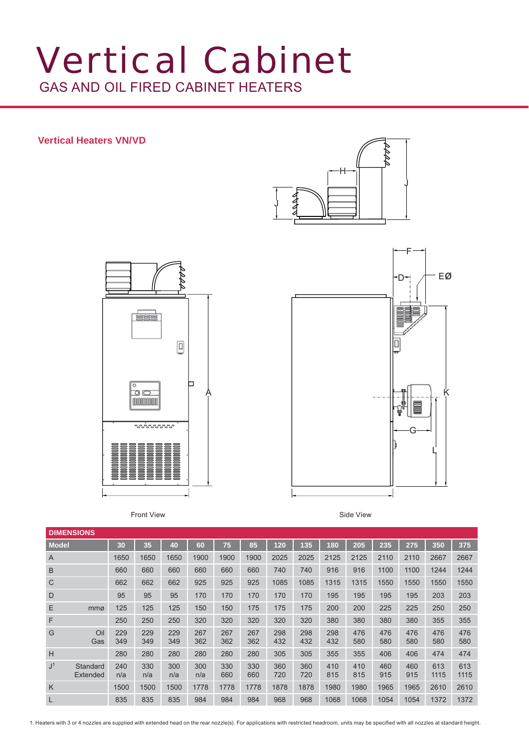# Vertical Cabinet

## GAS AND OIL FIRED CABINET HEATERS

### Vertical Heaters VN/VD

Front View

Side View

| DIMENSIONS | | | | | | | | | | | | | | | |
|---|---|---|---|---|---|---|---|---|---|---|---|---|---|---|---|
| **Model** | | **30** | **35** | **40** | **60** | **75** | **85** | **120** | **135** | **180** | **205** | **235** | **275** | **350** | **375** |
| A | | 1650 | 1650 | 1650 | 1900 | 1900 | 1900 | 2025 | 2025 | 2125 | 2125 | 2110 | 2110 | 2667 | 2667 |
| B | | 660 | 660 | 660 | 660 | 660 | 660 | 740 | 740 | 916 | 916 | 1100 | 1100 | 1244 | 1244 |
| C | | 662 | 662 | 662 | 925 | 925 | 925 | 1085 | 1085 | 1315 | 1315 | 1550 | 1550 | 1550 | 1550 |
| D | | 95 | 95 | 95 | 170 | 170 | 170 | 170 | 170 | 195 | 195 | 195 | 195 | 203 | 203 |
| E | mmø | 125 | 125 | 125 | 150 | 150 | 175 | 175 | 175 | 200 | 200 | 225 | 225 | 250 | 250 |
| F | | 250 | 250 | 250 | 320 | 320 | 320 | 320 | 320 | 380 | 380 | 380 | 380 | 355 | 355 |
| G | Oil | 229 | 229 | 229 | 267 | 267 | 267 | 298 | 298 | 298 | 476 | 476 | 476 | 476 | 476 |
| | Gas | 349 | 349 | 349 | 362 | 362 | 362 | 432 | 432 | 432 | 580 | 580 | 580 | 580 | 580 |
| H | | 280 | 280 | 280 | 280 | 280 | 280 | 305 | 305 | 355 | 355 | 406 | 406 | 474 | 474 |
| J[1] | Standard | 240 | 330 | 300 | 300 | 330 | 330 | 360 | 360 | 410 | 410 | 460 | 460 | 613 | 613 |
| | Extended | n/a | n/a | n/a | n/a | 660 | 660 | 720 | 720 | 815 | 815 | 915 | 915 | 1115 | 1115 |
| K | | 1500 | 1500 | 1500 | 1778 | 1778 | 1778 | 1878 | 1878 | 1980 | 1980 | 1965 | 1965 | 2610 | 2610 |
| L | | 835 | 835 | 835 | 984 | 984 | 984 | 968 | 968 | 1068 | 1068 | 1054 | 1054 | 1372 | 1372 |

1. Heaters with 3 or 4 nozzles are supplied with extended head on the rear nozzle(s). For applications with restricted headroom, units may be specified with all nozzles at standard height.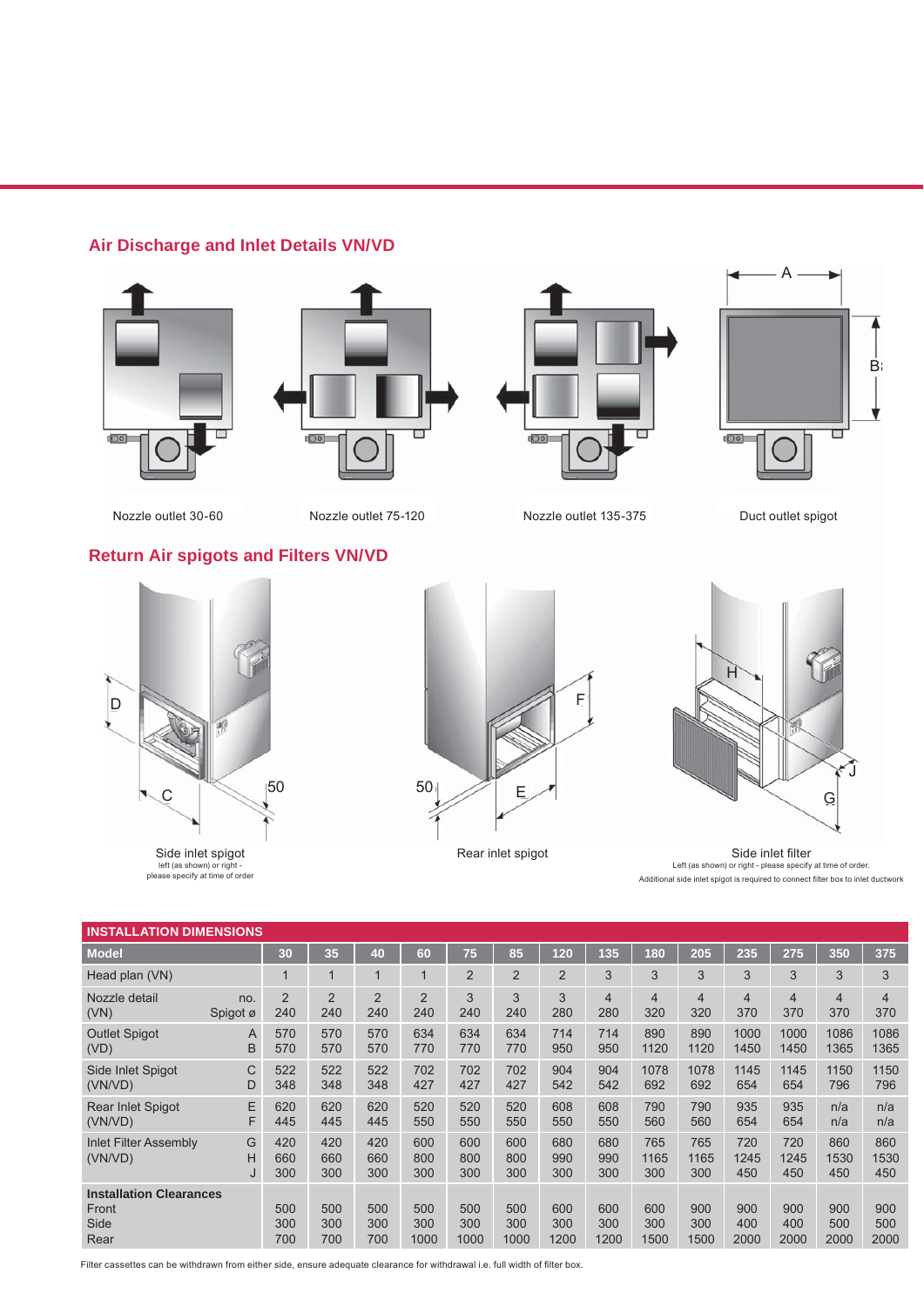## Air Discharge and Inlet Details VN/VD

Nozzle outlet 30-60

Nozzle outlet 75-120

Nozzle outlet 135-375

Duct outlet spigot

## Return Air spigots and Filters VN/VD

Side inlet spigot
left (as shown) or right - please specify at time of order

Rear inlet spigot

Side inlet filter
Left (as shown) or right - please specify at time of order.
Additional side inlet spigot is required to connect filter box to inlet ductwork

| INSTALLATION DIMENSIONS | | | | | | | | | | | | | | | |
|---|---|---|---|---|---|---|---|---|---|---|---|---|---|---|---|
| **Model** | | **30** | **35** | **40** | **60** | **75** | **85** | **120** | **135** | **180** | **205** | **235** | **275** | **350** | **375** |
| Head plan (VN) | | 1 | 1 | 1 | 1 | 2 | 2 | 2 | 3 | 3 | 3 | 3 | 3 | 3 | 3 |
| Nozzle detail (VN) | no. | 2 | 2 | 2 | 2 | 3 | 3 | 3 | 4 | 4 | 4 | 4 | 4 | 4 | 4 |
| | Spigot ø | 240 | 240 | 240 | 240 | 240 | 240 | 280 | 280 | 320 | 320 | 370 | 370 | 370 | 370 |
| Outlet Spigot (VD) | A | 570 | 570 | 570 | 634 | 634 | 634 | 714 | 714 | 890 | 890 | 1000 | 1000 | 1086 | 1086 |
| | B | 570 | 570 | 570 | 770 | 770 | 770 | 950 | 950 | 1120 | 1120 | 1450 | 1450 | 1365 | 1365 |
| Side Inlet Spigot (VN/VD) | C | 522 | 522 | 522 | 702 | 702 | 702 | 904 | 904 | 1078 | 1078 | 1145 | 1145 | 1150 | 1150 |
| | D | 348 | 348 | 348 | 427 | 427 | 427 | 542 | 542 | 692 | 692 | 654 | 654 | 796 | 796 |
| Rear Inlet Spigot (VN/VD) | E | 620 | 620 | 620 | 520 | 520 | 520 | 608 | 608 | 790 | 790 | 935 | 935 | n/a | n/a |
| | F | 445 | 445 | 445 | 550 | 550 | 550 | 550 | 550 | 560 | 560 | 654 | 654 | n/a | n/a |
| Inlet Filter Assembly (VN/VD) | G | 420 | 420 | 420 | 600 | 600 | 600 | 680 | 680 | 765 | 765 | 720 | 720 | 860 | 860 |
| | H | 660 | 660 | 660 | 800 | 800 | 800 | 990 | 990 | 1165 | 1165 | 1245 | 1245 | 1530 | 1530 |
| | J | 300 | 300 | 300 | 300 | 300 | 300 | 300 | 300 | 300 | 300 | 450 | 450 | 450 | 450 |
| **Installation Clearances** | | | | | | | | | | | | | | | |
| Front | | 500 | 500 | 500 | 500 | 500 | 500 | 600 | 600 | 600 | 900 | 900 | 900 | 900 | 900 |
| Side | | 300 | 300 | 300 | 300 | 300 | 300 | 300 | 300 | 300 | 300 | 400 | 400 | 500 | 500 |
| Rear | | 700 | 700 | 700 | 1000 | 1000 | 1000 | 1200 | 1200 | 1500 | 1500 | 2000 | 2000 | 2000 | 2000 |

Filter cassettes can be withdrawn from either side, ensure adequate clearance for withdrawal i.e. full width of filter box.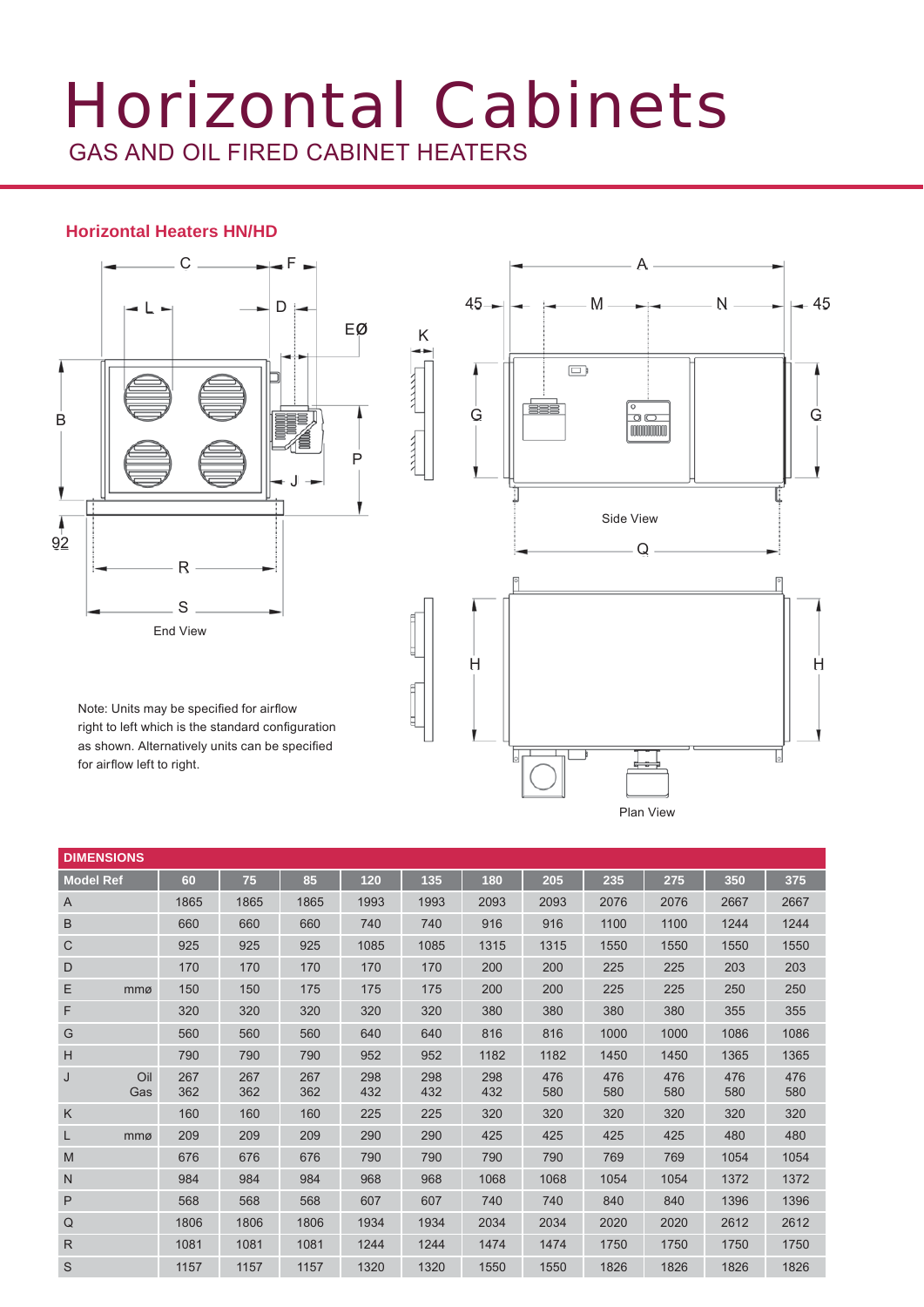# Horizontal Cabinets

GAS AND OIL FIRED CABINET HEATERS

### Horizontal Heaters HN/HD

End View

Side View

Plan View

Note: Units may be specified for airflow right to left which is the standard configuration as shown. Alternatively units can be specified for airflow left to right.

**DIMENSIONS**

| Model Ref | | 60 | 75 | 85 | 120 | 135 | 180 | 205 | 235 | 275 | 350 | 375 |
|---|---|---|---|---|---|---|---|---|---|---|---|---|
| A | | 1865 | 1865 | 1865 | 1993 | 1993 | 2093 | 2093 | 2076 | 2076 | 2667 | 2667 |
| B | | 660 | 660 | 660 | 740 | 740 | 916 | 916 | 1100 | 1100 | 1244 | 1244 |
| C | | 925 | 925 | 925 | 1085 | 1085 | 1315 | 1315 | 1550 | 1550 | 1550 | 1550 |
| D | | 170 | 170 | 170 | 170 | 170 | 200 | 200 | 225 | 225 | 203 | 203 |
| E | mmø | 150 | 150 | 175 | 175 | 175 | 200 | 200 | 225 | 225 | 250 | 250 |
| F | | 320 | 320 | 320 | 320 | 320 | 380 | 380 | 380 | 380 | 355 | 355 |
| G | | 560 | 560 | 560 | 640 | 640 | 816 | 816 | 1000 | 1000 | 1086 | 1086 |
| H | | 790 | 790 | 790 | 952 | 952 | 1182 | 1182 | 1450 | 1450 | 1365 | 1365 |
| J | Oil | 267 | 267 | 267 | 298 | 298 | 298 | 476 | 476 | 476 | 476 | 476 |
| | Gas | 362 | 362 | 362 | 432 | 432 | 432 | 580 | 580 | 580 | 580 | 580 |
| K | | 160 | 160 | 160 | 225 | 225 | 320 | 320 | 320 | 320 | 320 | 320 |
| L | mmø | 209 | 209 | 209 | 290 | 290 | 425 | 425 | 425 | 425 | 480 | 480 |
| M | | 676 | 676 | 676 | 790 | 790 | 790 | 790 | 769 | 769 | 1054 | 1054 |
| N | | 984 | 984 | 984 | 968 | 968 | 1068 | 1068 | 1054 | 1054 | 1372 | 1372 |
| P | | 568 | 568 | 568 | 607 | 607 | 740 | 740 | 840 | 840 | 1396 | 1396 |
| Q | | 1806 | 1806 | 1806 | 1934 | 1934 | 2034 | 2034 | 2020 | 2020 | 2612 | 2612 |
| R | | 1081 | 1081 | 1081 | 1244 | 1244 | 1474 | 1474 | 1750 | 1750 | 1750 | 1750 |
| S | | 1157 | 1157 | 1157 | 1320 | 1320 | 1550 | 1550 | 1826 | 1826 | 1826 | 1826 |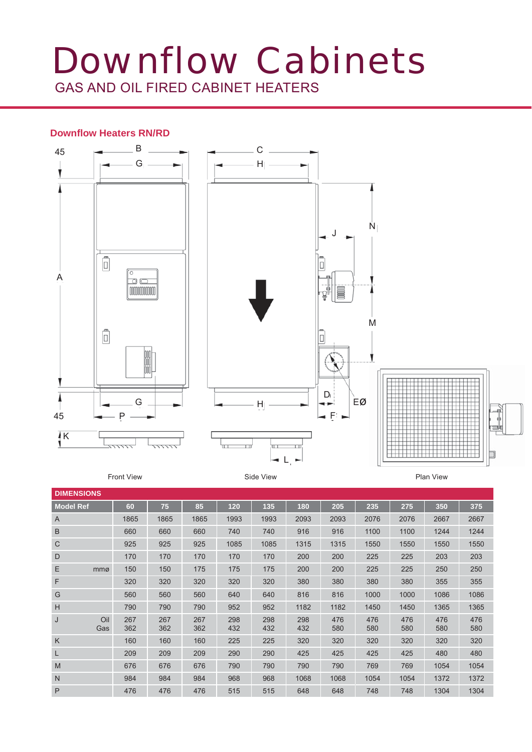# Downflow Cabinets

GAS AND OIL FIRED CABINET HEATERS

## Downflow Heaters RN/RD

Front View

Side View

Plan View

**DIMENSIONS**

| Model Ref | 60 | 75 | 85 | 120 | 135 | 180 | 205 | 235 | 275 | 350 | 375 |
|---|---|---|---|---|---|---|---|---|---|---|---|
| A | 1865 | 1865 | 1865 | 1993 | 1993 | 2093 | 2093 | 2076 | 2076 | 2667 | 2667 |
| B | 660 | 660 | 660 | 740 | 740 | 916 | 916 | 1100 | 1100 | 1244 | 1244 |
| C | 925 | 925 | 925 | 1085 | 1085 | 1315 | 1315 | 1550 | 1550 | 1550 | 1550 |
| D | 170 | 170 | 170 | 170 | 170 | 200 | 200 | 225 | 225 | 203 | 203 |
| E mmø | 150 | 150 | 175 | 175 | 175 | 200 | 200 | 225 | 225 | 250 | 250 |
| F | 320 | 320 | 320 | 320 | 320 | 380 | 380 | 380 | 380 | 355 | 355 |
| G | 560 | 560 | 560 | 640 | 640 | 816 | 816 | 1000 | 1000 | 1086 | 1086 |
| H | 790 | 790 | 790 | 952 | 952 | 1182 | 1182 | 1450 | 1450 | 1365 | 1365 |
| J Oil | 267 | 267 | 267 | 298 | 298 | 298 | 476 | 476 | 476 | 476 | 476 |
| J Gas | 362 | 362 | 362 | 432 | 432 | 432 | 580 | 580 | 580 | 580 | 580 |
| K | 160 | 160 | 160 | 225 | 225 | 320 | 320 | 320 | 320 | 320 | 320 |
| L | 209 | 209 | 209 | 290 | 290 | 425 | 425 | 425 | 425 | 480 | 480 |
| M | 676 | 676 | 676 | 790 | 790 | 790 | 790 | 769 | 769 | 1054 | 1054 |
| N | 984 | 984 | 984 | 968 | 968 | 1068 | 1068 | 1054 | 1054 | 1372 | 1372 |
| P | 476 | 476 | 476 | 515 | 515 | 648 | 648 | 748 | 748 | 1304 | 1304 |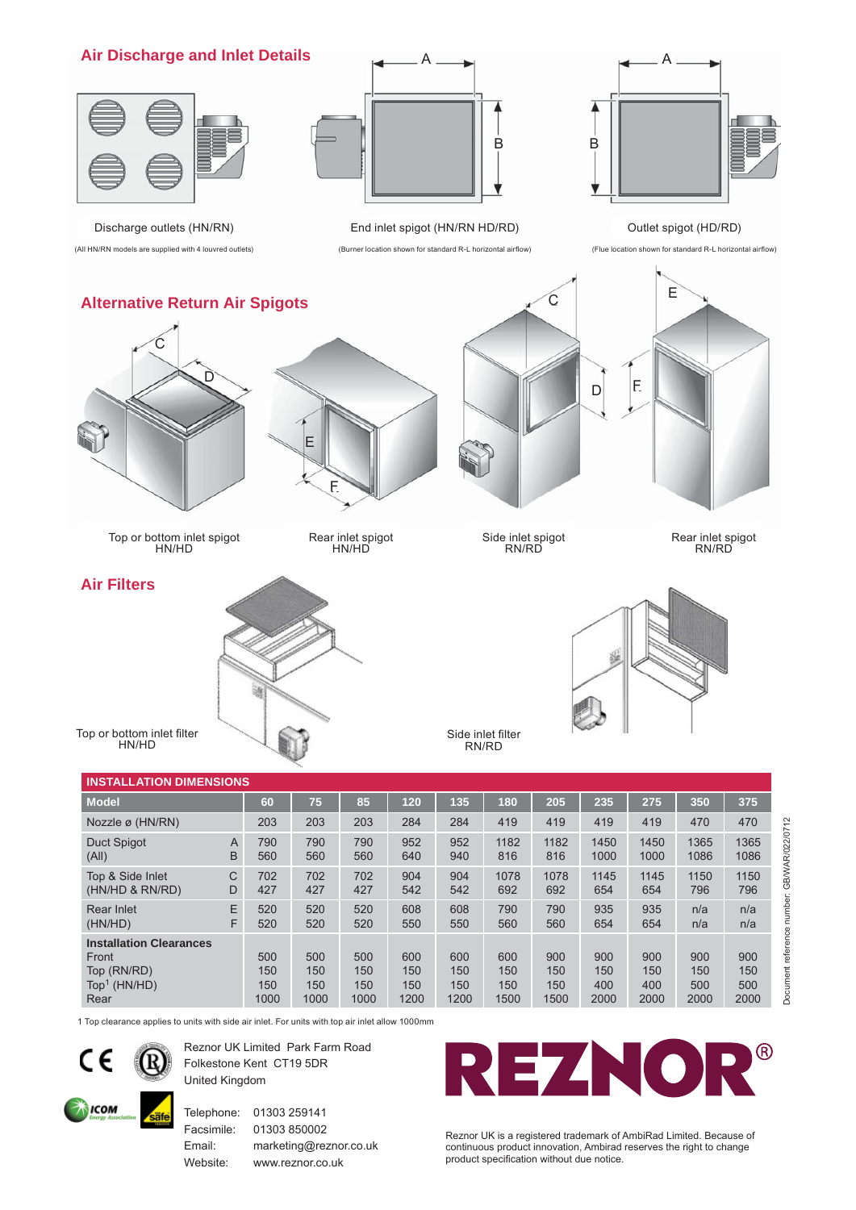## Air Discharge and Inlet Details

Discharge outlets (HN/RN)

(All HN/RN models are supplied with 4 louvred outlets)

End inlet spigot (HN/RN HD/RD)

(Burner location shown for standard R-L horizontal airflow)

Outlet spigot (HD/RD)

(Flue location shown for standard R-L horizontal airflow)

## Alternative Return Air Spigots

Top or bottom inlet spigot HN/HD

Rear inlet spigot HN/HD

Side inlet spigot RN/RD

Rear inlet spigot RN/RD

## Air Filters

Top or bottom inlet filter HN/HD

Side inlet filter RN/RD

**INSTALLATION DIMENSIONS**

| Model | | 60 | 75 | 85 | 120 | 135 | 180 | 205 | 235 | 275 | 350 | 375 |
|---|---|---|---|---|---|---|---|---|---|---|---|---|
| Nozzle ø (HN/RN) | | 203 | 203 | 203 | 284 | 284 | 419 | 419 | 419 | 419 | 470 | 470 |
| Duct Spigot | A | 790 | 790 | 790 | 952 | 952 | 1182 | 1182 | 1450 | 1450 | 1365 | 1365 |
| (All) | B | 560 | 560 | 560 | 640 | 940 | 816 | 816 | 1000 | 1000 | 1086 | 1086 |
| Top & Side Inlet | C | 702 | 702 | 702 | 904 | 904 | 1078 | 1078 | 1145 | 1145 | 1150 | 1150 |
| (HN/HD & RN/RD) | D | 427 | 427 | 427 | 542 | 542 | 692 | 692 | 654 | 654 | 796 | 796 |
| Rear Inlet | E | 520 | 520 | 520 | 608 | 608 | 790 | 790 | 935 | 935 | n/a | n/a |
| (HN/HD) | F | 520 | 520 | 520 | 550 | 550 | 560 | 560 | 654 | 654 | n/a | n/a |
| **Installation Clearances** | | | | | | | | | | | | |
| Front | | 500 | 500 | 500 | 600 | 600 | 600 | 900 | 900 | 900 | 900 | 900 |
| Top (RN/RD) | | 150 | 150 | 150 | 150 | 150 | 150 | 150 | 150 | 150 | 150 | 150 |
| Top[1] (HN/HD) | | 150 | 150 | 150 | 150 | 150 | 150 | 150 | 400 | 400 | 500 | 500 |
| Rear | | 1000 | 1000 | 1000 | 1200 | 1200 | 1500 | 1500 | 2000 | 2000 | 2000 | 2000 |

1 Top clearance applies to units with side air inlet. For units with top air inlet allow 1000mm

Document reference number: GB/WAR/022/0712

Reznor UK Limited Park Farm Road
Folkestone Kent CT19 5DR
United Kingdom

Telephone: 01303 259141
Facsimile: 01303 850002
Email: marketing@reznor.co.uk
Website: www.reznor.co.uk

REZNOR®

Reznor UK is a registered trademark of AmbiRad Limited. Because of continuous product innovation, Ambirad reserves the right to change product specification without due notice.